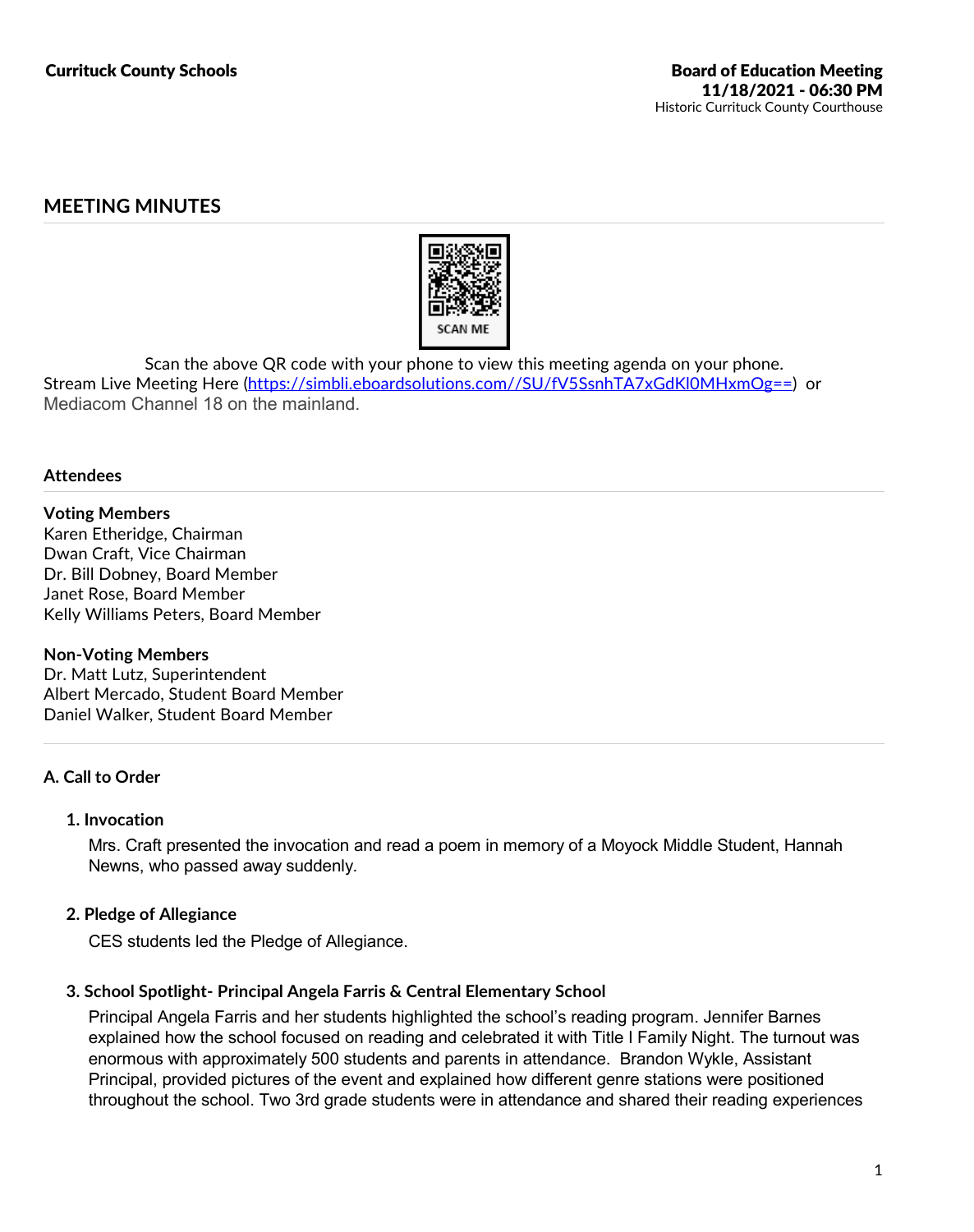Currituck County Schools

Board of Education Meeting
11/18/2021 - 06:30 PM
Historic Currituck County Courthouse

## MEETING MINUTES

SCAN ME

Scan the above QR code with your phone to view this meeting agenda on your phone.
Stream Live Meeting Here (https://simbli.eboardsolutions.com//SU/fV5SsnhTA7xGdKl0MHxmOg==) or Mediacom Channel 18 on the mainland.

### Attendees

**Voting Members**
Karen Etheridge, Chairman
Dwan Craft, Vice Chairman
Dr. Bill Dobney, Board Member
Janet Rose, Board Member
Kelly Williams Peters, Board Member

**Non-Voting Members**
Dr. Matt Lutz, Superintendent
Albert Mercado, Student Board Member
Daniel Walker, Student Board Member

### A. Call to Order

#### 1. Invocation

Mrs. Craft presented the invocation and read a poem in memory of a Moyock Middle Student, Hannah Newns, who passed away suddenly.

#### 2. Pledge of Allegiance

CES students led the Pledge of Allegiance.

#### 3. School Spotlight- Principal Angela Farris & Central Elementary School

Principal Angela Farris and her students highlighted the school's reading program. Jennifer Barnes explained how the school focused on reading and celebrated it with Title I Family Night. The turnout was enormous with approximately 500 students and parents in attendance. Brandon Wykle, Assistant Principal, provided pictures of the event and explained how different genre stations were positioned throughout the school. Two 3rd grade students were in attendance and shared their reading experiences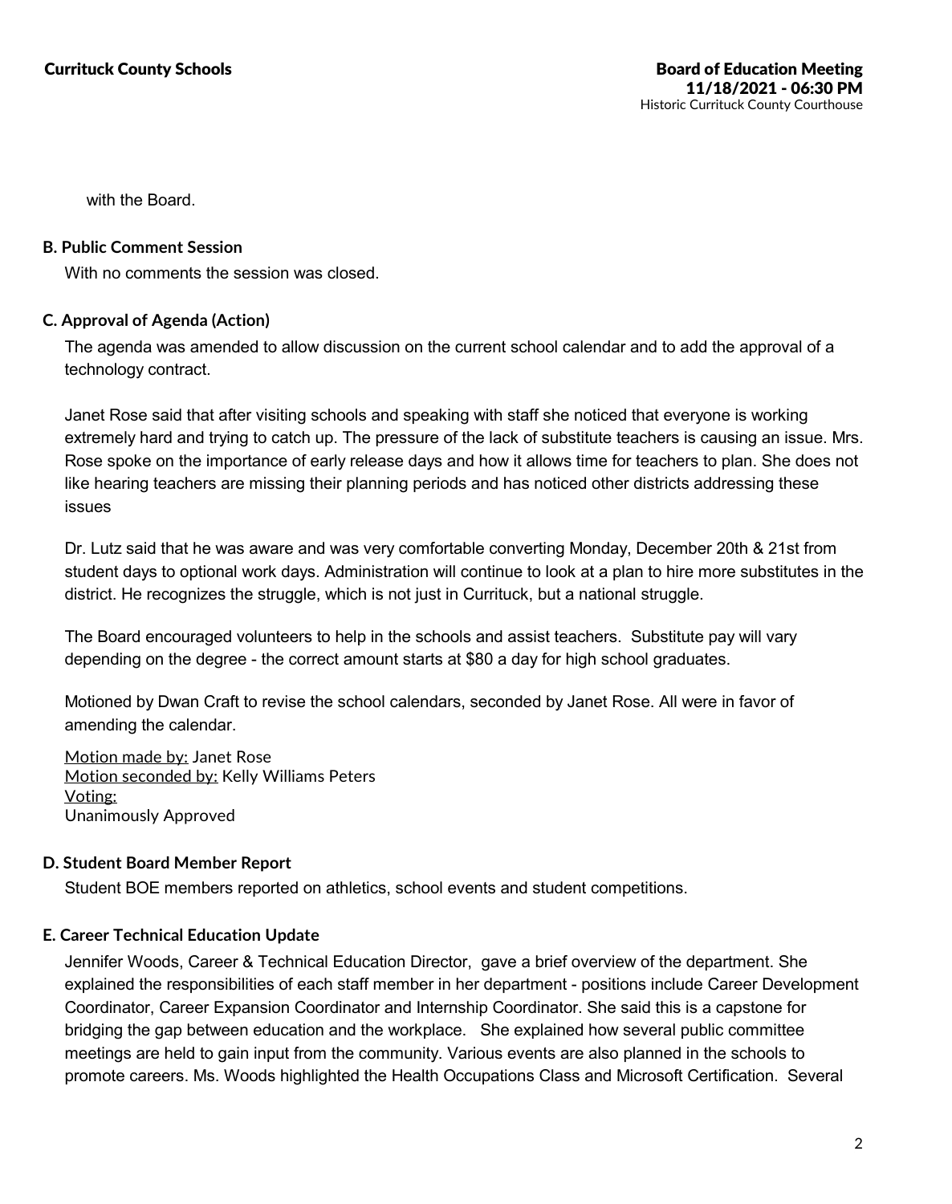with the Board.

**B. Public Comment Session**

With no comments the session was closed.

**C. Approval of Agenda (Action)**

The agenda was amended to allow discussion on the current school calendar and to add the approval of a technology contract.

Janet Rose said that after visiting schools and speaking with staff she noticed that everyone is working extremely hard and trying to catch up. The pressure of the lack of substitute teachers is causing an issue. Mrs. Rose spoke on the importance of early release days and how it allows time for teachers to plan. She does not like hearing teachers are missing their planning periods and has noticed other districts addressing these issues

Dr. Lutz said that he was aware and was very comfortable converting Monday, December 20th & 21st from student days to optional work days. Administration will continue to look at a plan to hire more substitutes in the district. He recognizes the struggle, which is not just in Currituck, but a national struggle.

The Board encouraged volunteers to help in the schools and assist teachers. Substitute pay will vary depending on the degree - the correct amount starts at $80 a day for high school graduates.

Motioned by Dwan Craft to revise the school calendars, seconded by Janet Rose. All were in favor of amending the calendar.

Motion made by: Janet Rose
Motion seconded by: Kelly Williams Peters
Voting:
Unanimously Approved

**D. Student Board Member Report**

Student BOE members reported on athletics, school events and student competitions.

**E. Career Technical Education Update**

Jennifer Woods, Career & Technical Education Director, gave a brief overview of the department. She explained the responsibilities of each staff member in her department - positions include Career Development Coordinator, Career Expansion Coordinator and Internship Coordinator. She said this is a capstone for bridging the gap between education and the workplace. She explained how several public committee meetings are held to gain input from the community. Various events are also planned in the schools to promote careers. Ms. Woods highlighted the Health Occupations Class and Microsoft Certification. Several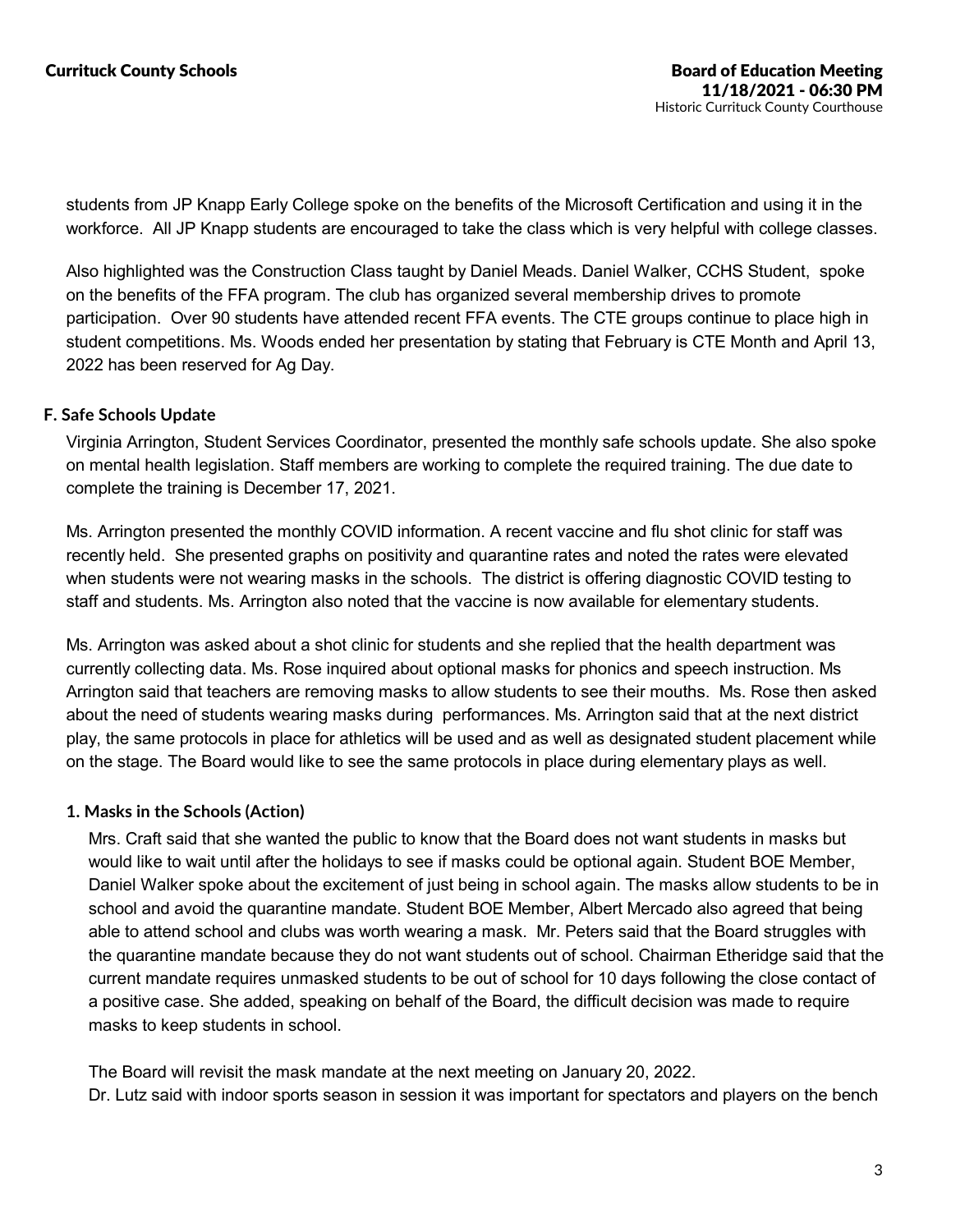students from JP Knapp Early College spoke on the benefits of the Microsoft Certification and using it in the workforce. All JP Knapp students are encouraged to take the class which is very helpful with college classes.

Also highlighted was the Construction Class taught by Daniel Meads. Daniel Walker, CCHS Student, spoke on the benefits of the FFA program. The club has organized several membership drives to promote participation. Over 90 students have attended recent FFA events. The CTE groups continue to place high in student competitions. Ms. Woods ended her presentation by stating that February is CTE Month and April 13, 2022 has been reserved for Ag Day.

### F. Safe Schools Update

Virginia Arrington, Student Services Coordinator, presented the monthly safe schools update. She also spoke on mental health legislation. Staff members are working to complete the required training. The due date to complete the training is December 17, 2021.

Ms. Arrington presented the monthly COVID information. A recent vaccine and flu shot clinic for staff was recently held. She presented graphs on positivity and quarantine rates and noted the rates were elevated when students were not wearing masks in the schools. The district is offering diagnostic COVID testing to staff and students. Ms. Arrington also noted that the vaccine is now available for elementary students.

Ms. Arrington was asked about a shot clinic for students and she replied that the health department was currently collecting data. Ms. Rose inquired about optional masks for phonics and speech instruction. Ms Arrington said that teachers are removing masks to allow students to see their mouths. Ms. Rose then asked about the need of students wearing masks during performances. Ms. Arrington said that at the next district play, the same protocols in place for athletics will be used and as well as designated student placement while on the stage. The Board would like to see the same protocols in place during elementary plays as well.

#### 1. Masks in the Schools (Action)

Mrs. Craft said that she wanted the public to know that the Board does not want students in masks but would like to wait until after the holidays to see if masks could be optional again. Student BOE Member, Daniel Walker spoke about the excitement of just being in school again. The masks allow students to be in school and avoid the quarantine mandate. Student BOE Member, Albert Mercado also agreed that being able to attend school and clubs was worth wearing a mask. Mr. Peters said that the Board struggles with the quarantine mandate because they do not want students out of school. Chairman Etheridge said that the current mandate requires unmasked students to be out of school for 10 days following the close contact of a positive case. She added, speaking on behalf of the Board, the difficult decision was made to require masks to keep students in school.

The Board will revisit the mask mandate at the next meeting on January 20, 2022.
Dr. Lutz said with indoor sports season in session it was important for spectators and players on the bench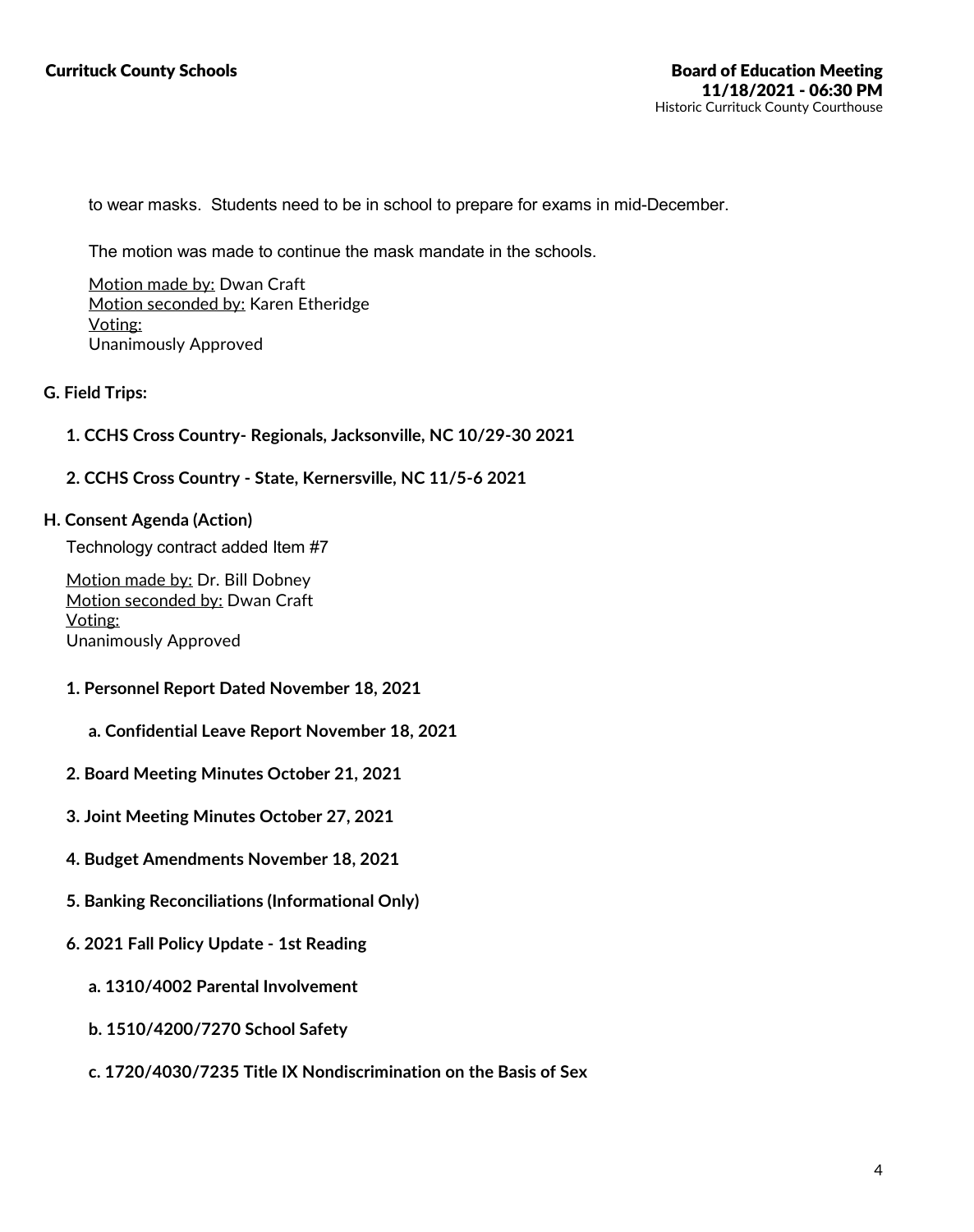to wear masks. Students need to be in school to prepare for exams in mid-December.

The motion was made to continue the mask mandate in the schools.

Motion made by: Dwan Craft
Motion seconded by: Karen Etheridge
Voting:
Unanimously Approved

### G. Field Trips:

**1. CCHS Cross Country- Regionals, Jacksonville, NC 10/29-30 2021**

**2. CCHS Cross Country - State, Kernersville, NC 11/5-6 2021**

### H. Consent Agenda (Action)

Technology contract added Item #7

Motion made by: Dr. Bill Dobney
Motion seconded by: Dwan Craft
Voting:
Unanimously Approved

**1. Personnel Report Dated November 18, 2021**

**a. Confidential Leave Report November 18, 2021**

**2. Board Meeting Minutes October 21, 2021**

**3. Joint Meeting Minutes October 27, 2021**

**4. Budget Amendments November 18, 2021**

**5. Banking Reconciliations (Informational Only)**

**6. 2021 Fall Policy Update - 1st Reading**

**a. 1310/4002 Parental Involvement**

**b. 1510/4200/7270 School Safety**

**c. 1720/4030/7235 Title IX Nondiscrimination on the Basis of Sex**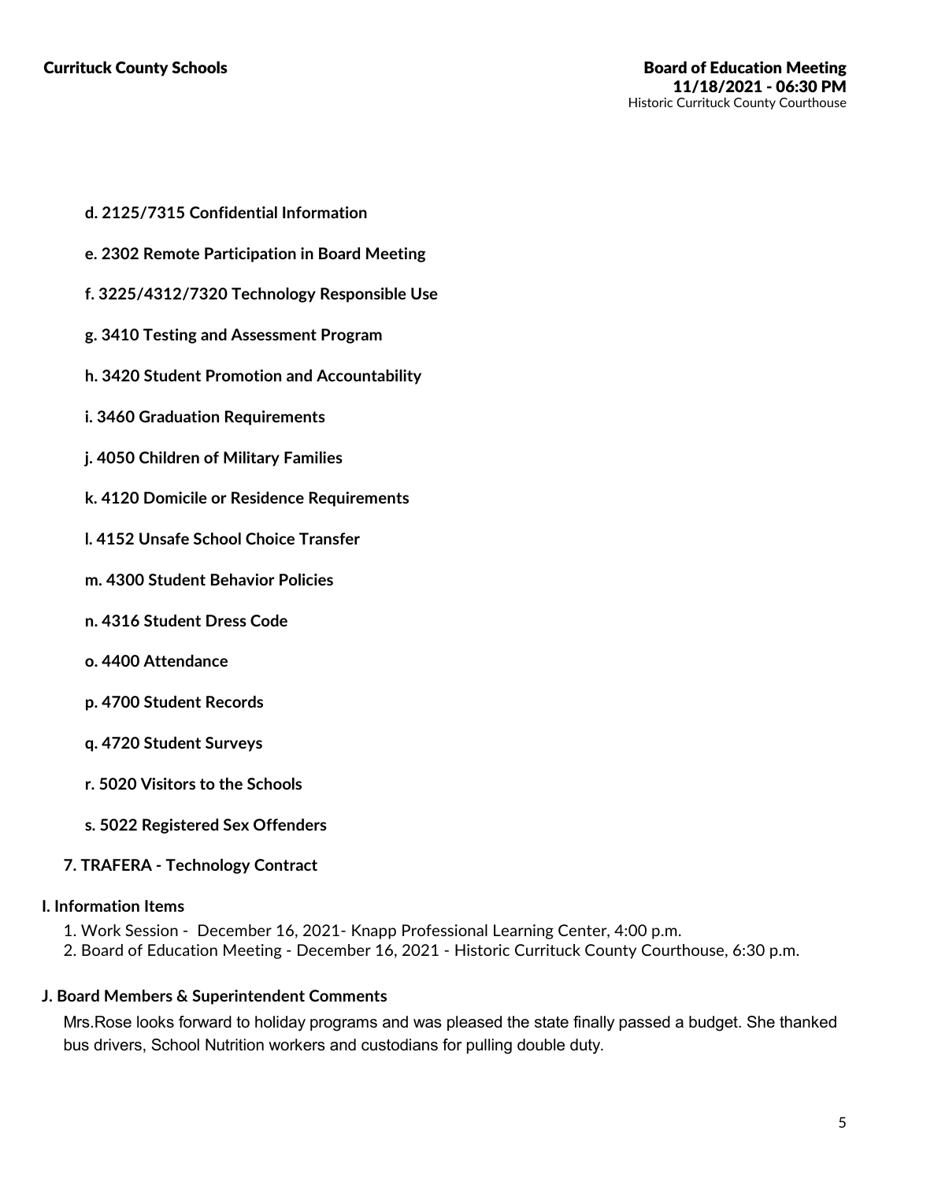**d. 2125/7315 Confidential Information**

**e. 2302 Remote Participation in Board Meeting**

**f. 3225/4312/7320 Technology Responsible Use**

**g. 3410 Testing and Assessment Program**

**h. 3420 Student Promotion and Accountability**

**i. 3460 Graduation Requirements**

**j. 4050 Children of Military Families**

**k. 4120 Domicile or Residence Requirements**

**l. 4152 Unsafe School Choice Transfer**

**m. 4300 Student Behavior Policies**

**n. 4316 Student Dress Code**

**o. 4400 Attendance**

**p. 4700 Student Records**

**q. 4720 Student Surveys**

**r. 5020 Visitors to the Schools**

**s. 5022 Registered Sex Offenders**

**7. TRAFERA - Technology Contract**

## I. Information Items

1. Work Session - December 16, 2021- Knapp Professional Learning Center, 4:00 p.m.
2. Board of Education Meeting - December 16, 2021 - Historic Currituck County Courthouse, 6:30 p.m.

## J. Board Members & Superintendent Comments

Mrs.Rose looks forward to holiday programs and was pleased the state finally passed a budget. She thanked bus drivers, School Nutrition workers and custodians for pulling double duty.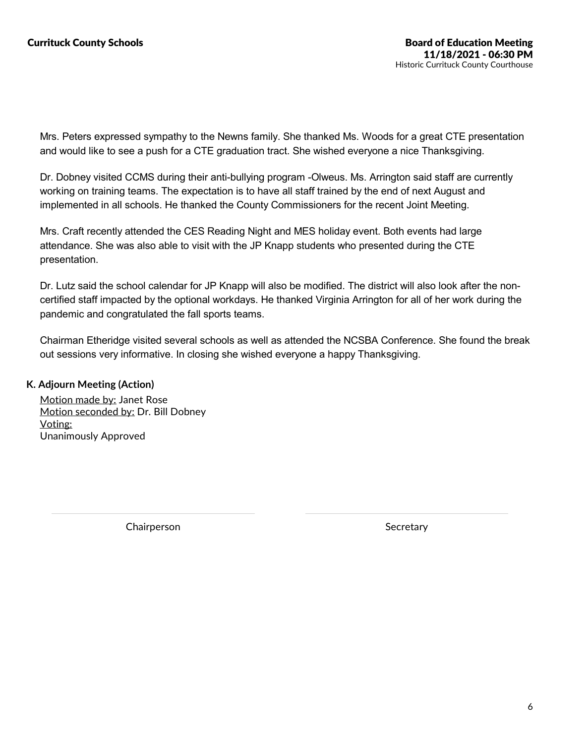Mrs. Peters expressed sympathy to the Newns family. She thanked Ms. Woods for a great CTE presentation and would like to see a push for a CTE graduation tract. She wished everyone a nice Thanksgiving.

Dr. Dobney visited CCMS during their anti-bullying program -Olweus. Ms. Arrington said staff are currently working on training teams. The expectation is to have all staff trained by the end of next August and implemented in all schools. He thanked the County Commissioners for the recent Joint Meeting.

Mrs. Craft recently attended the CES Reading Night and MES holiday event. Both events had large attendance. She was also able to visit with the JP Knapp students who presented during the CTE presentation.

Dr. Lutz said the school calendar for JP Knapp will also be modified. The district will also look after the non-certified staff impacted by the optional workdays. He thanked Virginia Arrington for all of her work during the pandemic and congratulated the fall sports teams.

Chairman Etheridge visited several schools as well as attended the NCSBA Conference. She found the break out sessions very informative. In closing she wished everyone a happy Thanksgiving.

### K. Adjourn Meeting (Action)

Motion made by: Janet Rose
Motion seconded by: Dr. Bill Dobney
Voting:
Unanimously Approved

Chairperson

Secretary